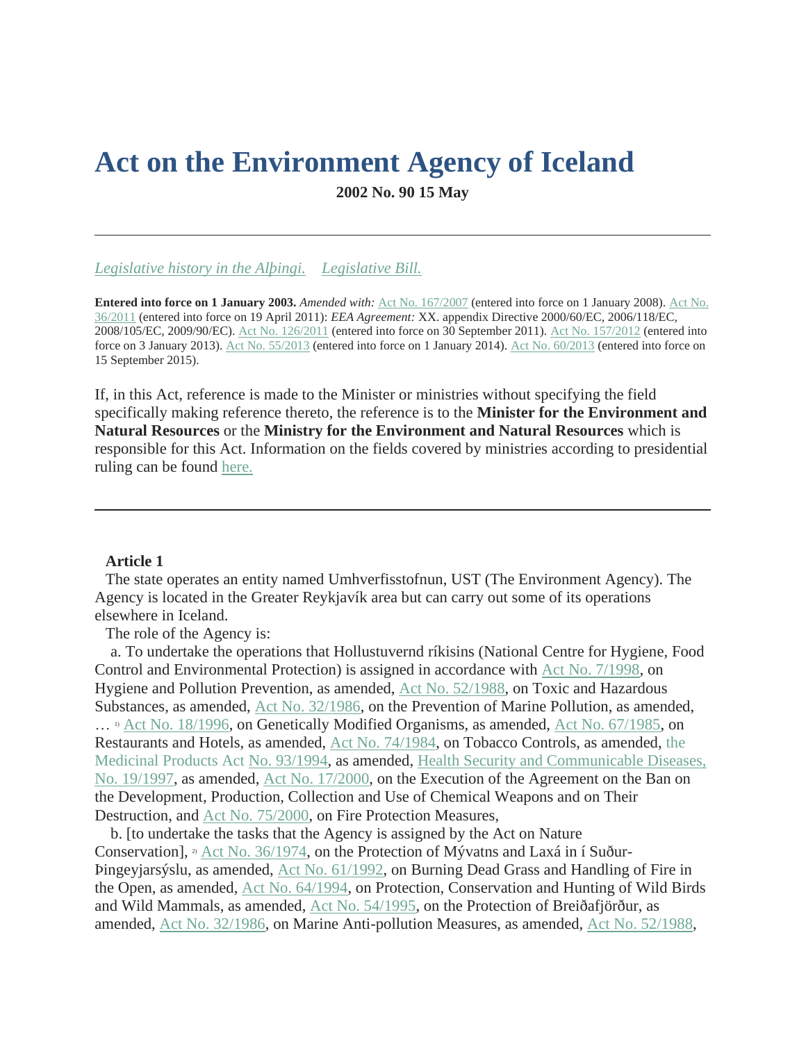# Act on the Environment Agency of Iceland

**2002 No. 90 15 May**

---

*Legislative history in the Alþingi.* *Legislative Bill.*

**Entered into force on 1 January 2003.** *Amended with:* Act No. 167/2007 (entered into force on 1 January 2008). Act No. 36/2011 (entered into force on 19 April 2011): *EEA Agreement:* XX. appendix Directive 2000/60/EC, 2006/118/EC, 2008/105/EC, 2009/90/EC). Act No. 126/2011 (entered into force on 30 September 2011). Act No. 157/2012 (entered into force on 3 January 2013). Act No. 55/2013 (entered into force on 1 January 2014). Act No. 60/2013 (entered into force on 15 September 2015).

If, in this Act, reference is made to the Minister or ministries without specifying the field specifically making reference thereto, the reference is to the **Minister for the Environment and Natural Resources** or the **Ministry for the Environment and Natural Resources** which is responsible for this Act. Information on the fields covered by ministries according to presidential ruling can be found here.

---

**Article 1**

The state operates an entity named Umhverfisstofnun, UST (The Environment Agency). The Agency is located in the Greater Reykjavík area but can carry out some of its operations elsewhere in Iceland.

The role of the Agency is:

a. To undertake the operations that Hollustuvernd ríkisins (National Centre for Hygiene, Food Control and Environmental Protection) is assigned in accordance with Act No. 7/1998, on Hygiene and Pollution Prevention, as amended, Act No. 52/1988, on Toxic and Hazardous Substances, as amended, Act No. 32/1986, on the Prevention of Marine Pollution, as amended, … [1] Act No. 18/1996, on Genetically Modified Organisms, as amended, Act No. 67/1985, on Restaurants and Hotels, as amended, Act No. 74/1984, on Tobacco Controls, as amended, the Medicinal Products Act No. 93/1994, as amended, Health Security and Communicable Diseases, No. 19/1997, as amended, Act No. 17/2000, on the Execution of the Agreement on the Ban on the Development, Production, Collection and Use of Chemical Weapons and on Their Destruction, and Act No. 75/2000, on Fire Protection Measures,

b. [to undertake the tasks that the Agency is assigned by the Act on Nature Conservation], [2] Act No. 36/1974, on the Protection of Mývatns and Laxá in í Suður-Þingeyjarsýslu, as amended, Act No. 61/1992, on Burning Dead Grass and Handling of Fire in the Open, as amended, Act No. 64/1994, on Protection, Conservation and Hunting of Wild Birds and Wild Mammals, as amended, Act No. 54/1995, on the Protection of Breiðafjörður, as amended, Act No. 32/1986, on Marine Anti-pollution Measures, as amended, Act No. 52/1988,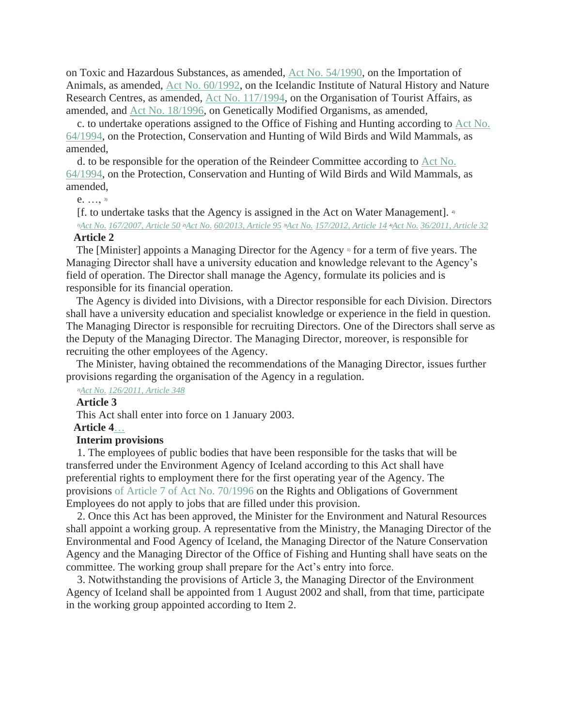on Toxic and Hazardous Substances, as amended, Act No. 54/1990, on the Importation of Animals, as amended, Act No. 60/1992, on the Icelandic Institute of Natural History and Nature Research Centres, as amended, Act No. 117/1994, on the Organisation of Tourist Affairs, as amended, and Act No. 18/1996, on Genetically Modified Organisms, as amended,

c. to undertake operations assigned to the Office of Fishing and Hunting according to Act No. 64/1994, on the Protection, Conservation and Hunting of Wild Birds and Wild Mammals, as amended,

d. to be responsible for the operation of the Reindeer Committee according to Act No. 64/1994, on the Protection, Conservation and Hunting of Wild Birds and Wild Mammals, as amended,

e. …, [3]

[f. to undertake tasks that the Agency is assigned in the Act on Water Management]. [4]

[1]Act No. 167/2007, Article 50 [2]Act No. 60/2013, Article 95 [3]Act No. 157/2012, Article 14 [4]Act No. 36/2011, Article 32

**Article 2**

The [Minister] appoints a Managing Director for the Agency [1] for a term of five years. The Managing Director shall have a university education and knowledge relevant to the Agency's field of operation. The Director shall manage the Agency, formulate its policies and is responsible for its financial operation.

The Agency is divided into Divisions, with a Director responsible for each Division. Directors shall have a university education and specialist knowledge or experience in the field in question. The Managing Director is responsible for recruiting Directors. One of the Directors shall serve as the Deputy of the Managing Director. The Managing Director, moreover, is responsible for recruiting the other employees of the Agency.

The Minister, having obtained the recommendations of the Managing Director, issues further provisions regarding the organisation of the Agency in a regulation.

[1]Act No. 126/2011, Article 348

**Article 3**

This Act shall enter into force on 1 January 2003.

**Article 4**…

**Interim provisions**

1. The employees of public bodies that have been responsible for the tasks that will be transferred under the Environment Agency of Iceland according to this Act shall have preferential rights to employment there for the first operating year of the Agency. The provisions of Article 7 of Act No. 70/1996 on the Rights and Obligations of Government Employees do not apply to jobs that are filled under this provision.

2. Once this Act has been approved, the Minister for the Environment and Natural Resources shall appoint a working group. A representative from the Ministry, the Managing Director of the Environmental and Food Agency of Iceland, the Managing Director of the Nature Conservation Agency and the Managing Director of the Office of Fishing and Hunting shall have seats on the committee. The working group shall prepare for the Act's entry into force.

3. Notwithstanding the provisions of Article 3, the Managing Director of the Environment Agency of Iceland shall be appointed from 1 August 2002 and shall, from that time, participate in the working group appointed according to Item 2.